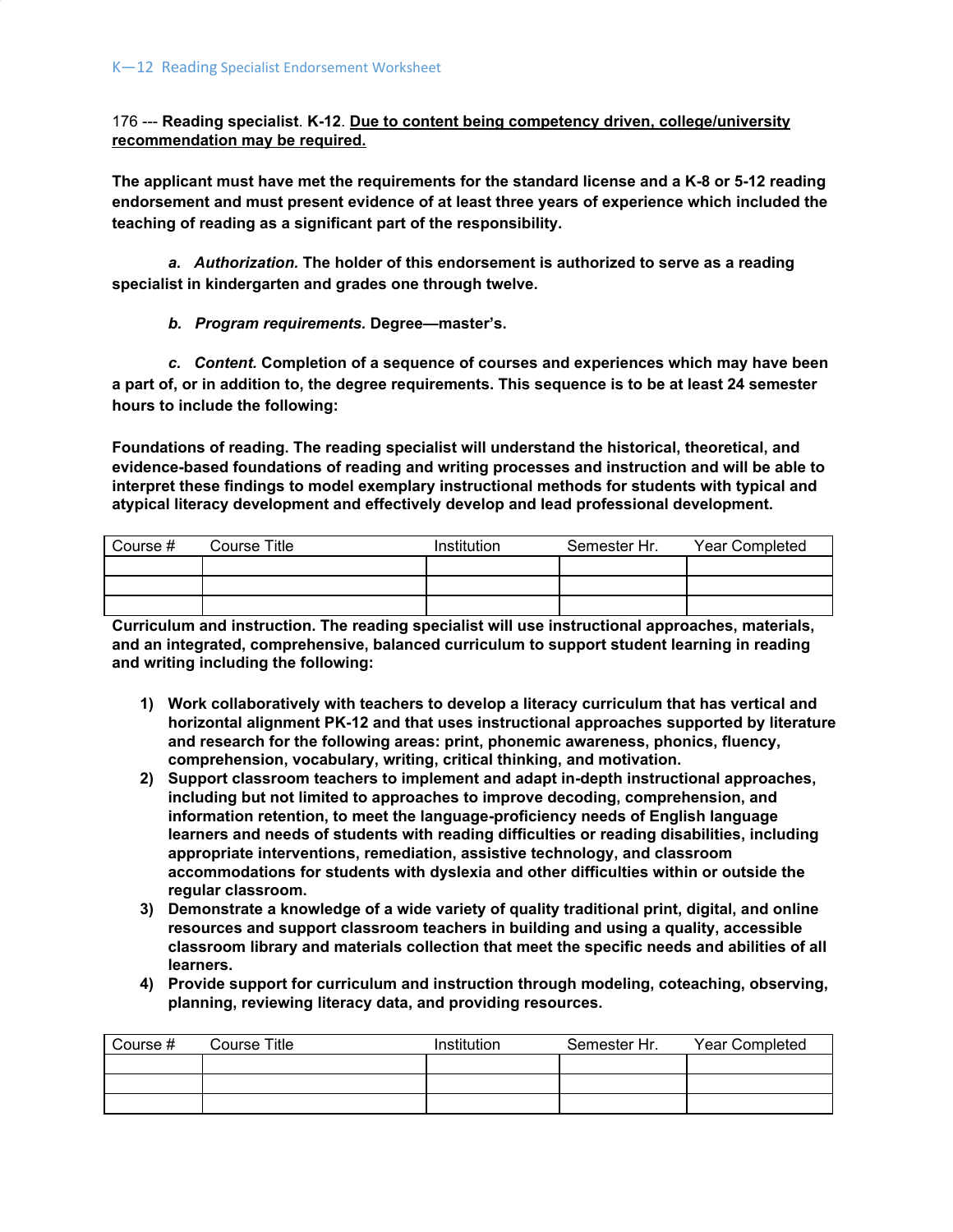176 --- **Reading specialist**. **K-12**. **<u>Due to content being competency driven, college/university recommendation may be required.</u>**

**The applicant must have met the requirements for the standard license and a K-8 or 5-12 reading endorsement and must present evidence of at least three years of experience which included the teaching of reading as a significant part of the responsibility.**

***a. Authorization.*** **The holder of this endorsement is authorized to serve as a reading specialist in kindergarten and grades one through twelve.**

***b. Program requirements.*** **Degree—master's.**

***c. Content.*** **Completion of a sequence of courses and experiences which may have been a part of, or in addition to, the degree requirements. This sequence is to be at least 24 semester hours to include the following:**

**Foundations of reading. The reading specialist will understand the historical, theoretical, and evidence-based foundations of reading and writing processes and instruction and will be able to interpret these findings to model exemplary instructional methods for students with typical and atypical literacy development and effectively develop and lead professional development.**

| Course # | Course Title | Institution | Semester Hr. | Year Completed |
|---|---|---|---|---|
| | | | | |
| | | | | |
| | | | | |

**Curriculum and instruction. The reading specialist will use instructional approaches, materials, and an integrated, comprehensive, balanced curriculum to support student learning in reading and writing including the following:**

1) **Work collaboratively with teachers to develop a literacy curriculum that has vertical and horizontal alignment PK-12 and that uses instructional approaches supported by literature and research for the following areas: print, phonemic awareness, phonics, fluency, comprehension, vocabulary, writing, critical thinking, and motivation.**
2) **Support classroom teachers to implement and adapt in-depth instructional approaches, including but not limited to approaches to improve decoding, comprehension, and information retention, to meet the language-proficiency needs of English language learners and needs of students with reading difficulties or reading disabilities, including appropriate interventions, remediation, assistive technology, and classroom accommodations for students with dyslexia and other difficulties within or outside the regular classroom.**
3) **Demonstrate a knowledge of a wide variety of quality traditional print, digital, and online resources and support classroom teachers in building and using a quality, accessible classroom library and materials collection that meet the specific needs and abilities of all learners.**
4) **Provide support for curriculum and instruction through modeling, coteaching, observing, planning, reviewing literacy data, and providing resources.**

| Course # | Course Title | Institution | Semester Hr. | Year Completed |
|---|---|---|---|---|
| | | | | |
| | | | | |
| | | | | |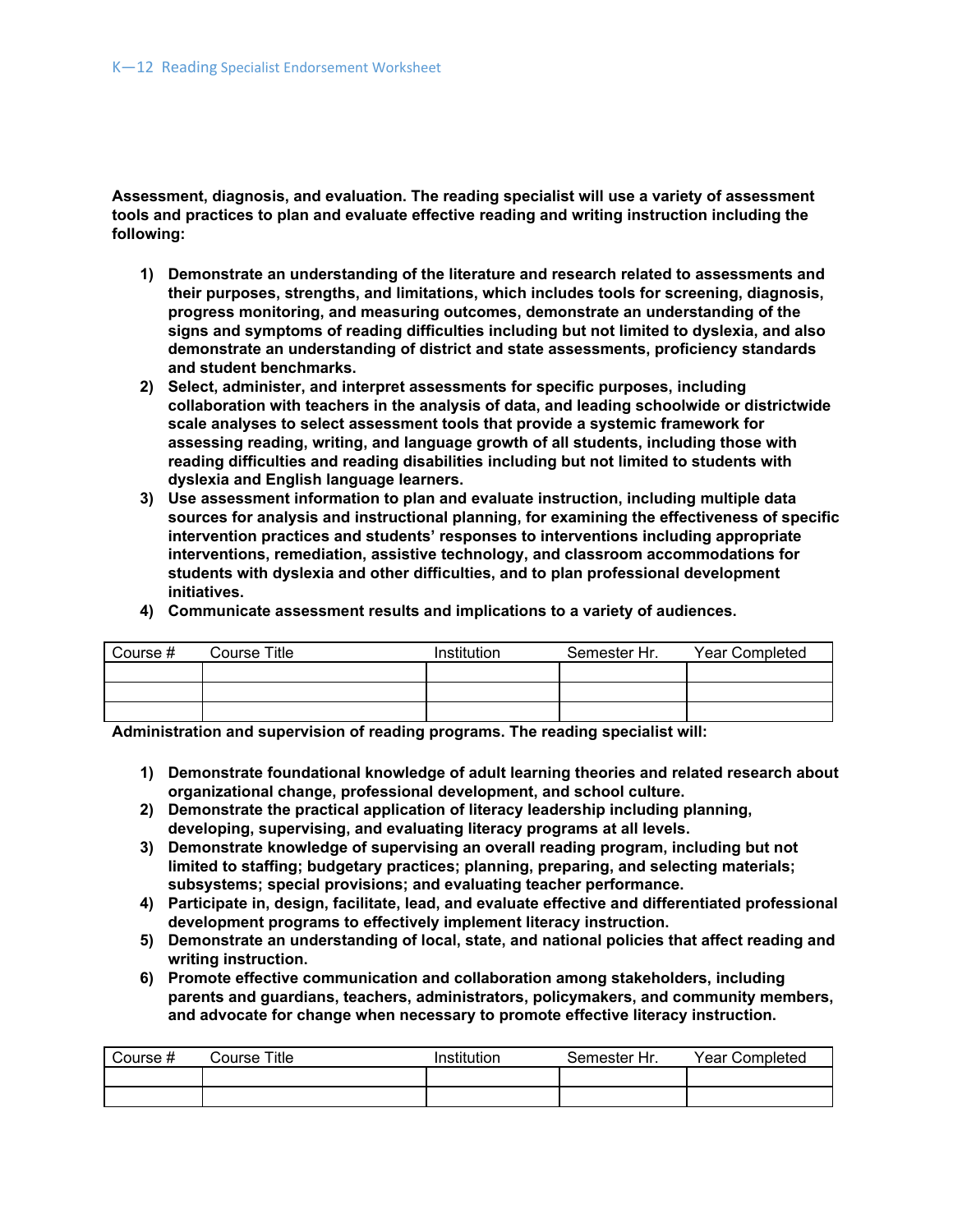**Assessment, diagnosis, and evaluation. The reading specialist will use a variety of assessment tools and practices to plan and evaluate effective reading and writing instruction including the following:**

1) **Demonstrate an understanding of the literature and research related to assessments and their purposes, strengths, and limitations, which includes tools for screening, diagnosis, progress monitoring, and measuring outcomes, demonstrate an understanding of the signs and symptoms of reading difficulties including but not limited to dyslexia, and also demonstrate an understanding of district and state assessments, proficiency standards and student benchmarks.**
2) **Select, administer, and interpret assessments for specific purposes, including collaboration with teachers in the analysis of data, and leading schoolwide or districtwide scale analyses to select assessment tools that provide a systemic framework for assessing reading, writing, and language growth of all students, including those with reading difficulties and reading disabilities including but not limited to students with dyslexia and English language learners.**
3) **Use assessment information to plan and evaluate instruction, including multiple data sources for analysis and instructional planning, for examining the effectiveness of specific intervention practices and students' responses to interventions including appropriate interventions, remediation, assistive technology, and classroom accommodations for students with dyslexia and other difficulties, and to plan professional development initiatives.**
4) **Communicate assessment results and implications to a variety of audiences.**

| Course # | Course Title | Institution | Semester Hr. | Year Completed |
|---|---|---|---|---|
| | | | | |
| | | | | |
| | | | | |

**Administration and supervision of reading programs. The reading specialist will:**

1) **Demonstrate foundational knowledge of adult learning theories and related research about organizational change, professional development, and school culture.**
2) **Demonstrate the practical application of literacy leadership including planning, developing, supervising, and evaluating literacy programs at all levels.**
3) **Demonstrate knowledge of supervising an overall reading program, including but not limited to staffing; budgetary practices; planning, preparing, and selecting materials; subsystems; special provisions; and evaluating teacher performance.**
4) **Participate in, design, facilitate, lead, and evaluate effective and differentiated professional development programs to effectively implement literacy instruction.**
5) **Demonstrate an understanding of local, state, and national policies that affect reading and writing instruction.**
6) **Promote effective communication and collaboration among stakeholders, including parents and guardians, teachers, administrators, policymakers, and community members, and advocate for change when necessary to promote effective literacy instruction.**

| Course # | Course Title | Institution | Semester Hr. | Year Completed |
|---|---|---|---|---|
| | | | | |
| | | | | |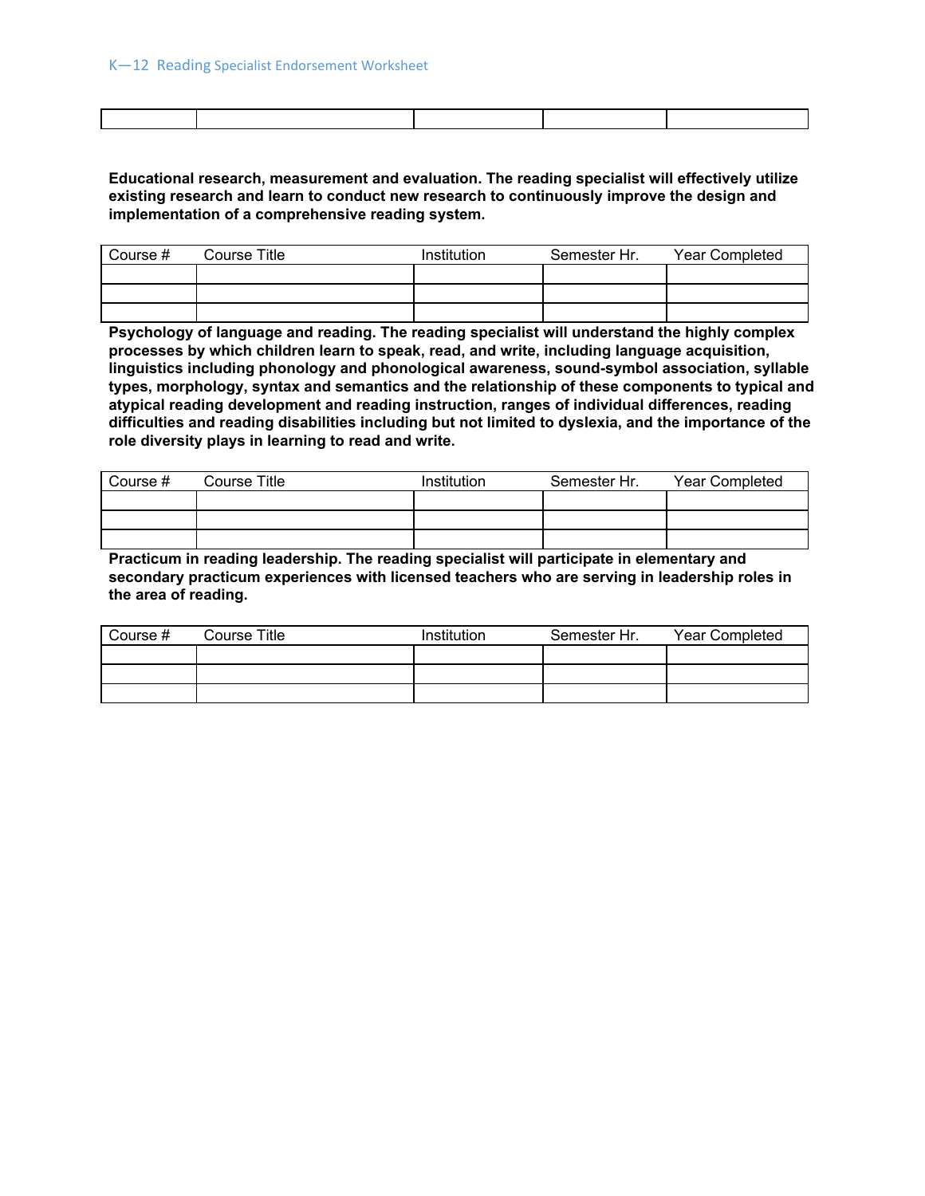| | | | | |
|---|---|---|---|---|
| | | | | |

**Educational research, measurement and evaluation. The reading specialist will effectively utilize existing research and learn to conduct new research to continuously improve the design and implementation of a comprehensive reading system.**

| Course # | Course Title | Institution | Semester Hr. | Year Completed |
|---|---|---|---|---|
| | | | | |
| | | | | |
| | | | | |

**Psychology of language and reading. The reading specialist will understand the highly complex processes by which children learn to speak, read, and write, including language acquisition, linguistics including phonology and phonological awareness, sound-symbol association, syllable types, morphology, syntax and semantics and the relationship of these components to typical and atypical reading development and reading instruction, ranges of individual differences, reading difficulties and reading disabilities including but not limited to dyslexia, and the importance of the role diversity plays in learning to read and write.**

| Course # | Course Title | Institution | Semester Hr. | Year Completed |
|---|---|---|---|---|
| | | | | |
| | | | | |
| | | | | |

**Practicum in reading leadership. The reading specialist will participate in elementary and secondary practicum experiences with licensed teachers who are serving in leadership roles in the area of reading.**

| Course # | Course Title | Institution | Semester Hr. | Year Completed |
|---|---|---|---|---|
| | | | | |
| | | | | |
| | | | | |